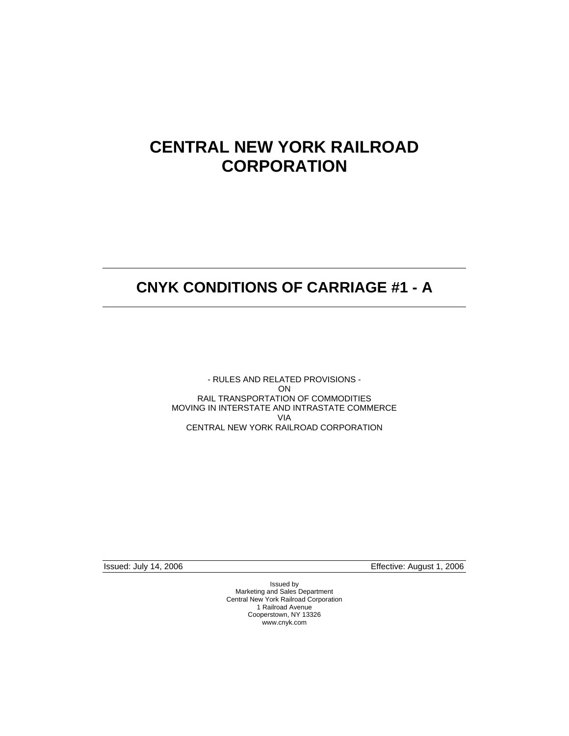# CENTRAL NEW YORK RAILROAD CORPORATION

## CNYK CONDITIONS OF CARRIAGE #1 - A

- RULES AND RELATED PROVISIONS -
ON
RAIL TRANSPORTATION OF COMMODITIES
MOVING IN INTERSTATE AND INTRASTATE COMMERCE
VIA
CENTRAL NEW YORK RAILROAD CORPORATION

Issued: July 14, 2006 | Effective: August 1, 2006

Issued by
Marketing and Sales Department
Central New York Railroad Corporation
1 Railroad Avenue
Cooperstown, NY 13326
www.cnyk.com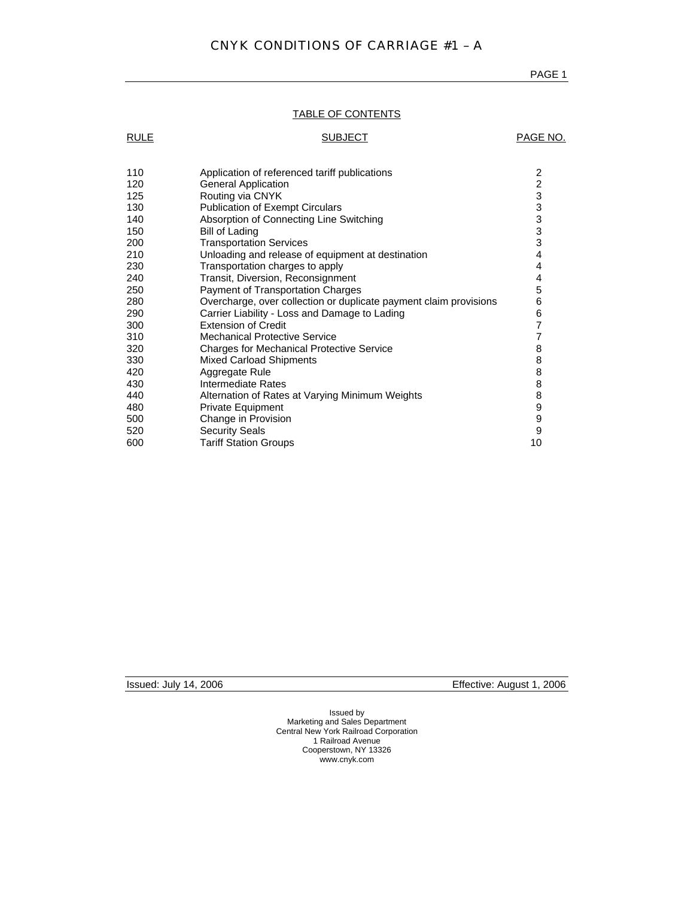# CNYK CONDITIONS OF CARRIAGE #1 – A

## TABLE OF CONTENTS

| RULE | SUBJECT | PAGE NO. |
|---|---|---|
| 110 | Application of referenced tariff publications | 2 |
| 120 | General Application | 2 |
| 125 | Routing via CNYK | 3 |
| 130 | Publication of Exempt Circulars | 3 |
| 140 | Absorption of Connecting Line Switching | 3 |
| 150 | Bill of Lading | 3 |
| 200 | Transportation Services | 3 |
| 210 | Unloading and release of equipment at destination | 4 |
| 230 | Transportation charges to apply | 4 |
| 240 | Transit, Diversion, Reconsignment | 4 |
| 250 | Payment of Transportation Charges | 5 |
| 280 | Overcharge, over collection or duplicate payment claim provisions | 6 |
| 290 | Carrier Liability - Loss and Damage to Lading | 6 |
| 300 | Extension of Credit | 7 |
| 310 | Mechanical Protective Service | 7 |
| 320 | Charges for Mechanical Protective Service | 8 |
| 330 | Mixed Carload Shipments | 8 |
| 420 | Aggregate Rule | 8 |
| 430 | Intermediate Rates | 8 |
| 440 | Alternation of Rates at Varying Minimum Weights | 8 |
| 480 | Private Equipment | 9 |
| 500 | Change in Provision | 9 |
| 520 | Security Seals | 9 |
| 600 | Tariff Station Groups | 10 |

Issued: July 14, 2006 Effective: August 1, 2006

Issued by
Marketing and Sales Department
Central New York Railroad Corporation
1 Railroad Avenue
Cooperstown, NY 13326
www.cnyk.com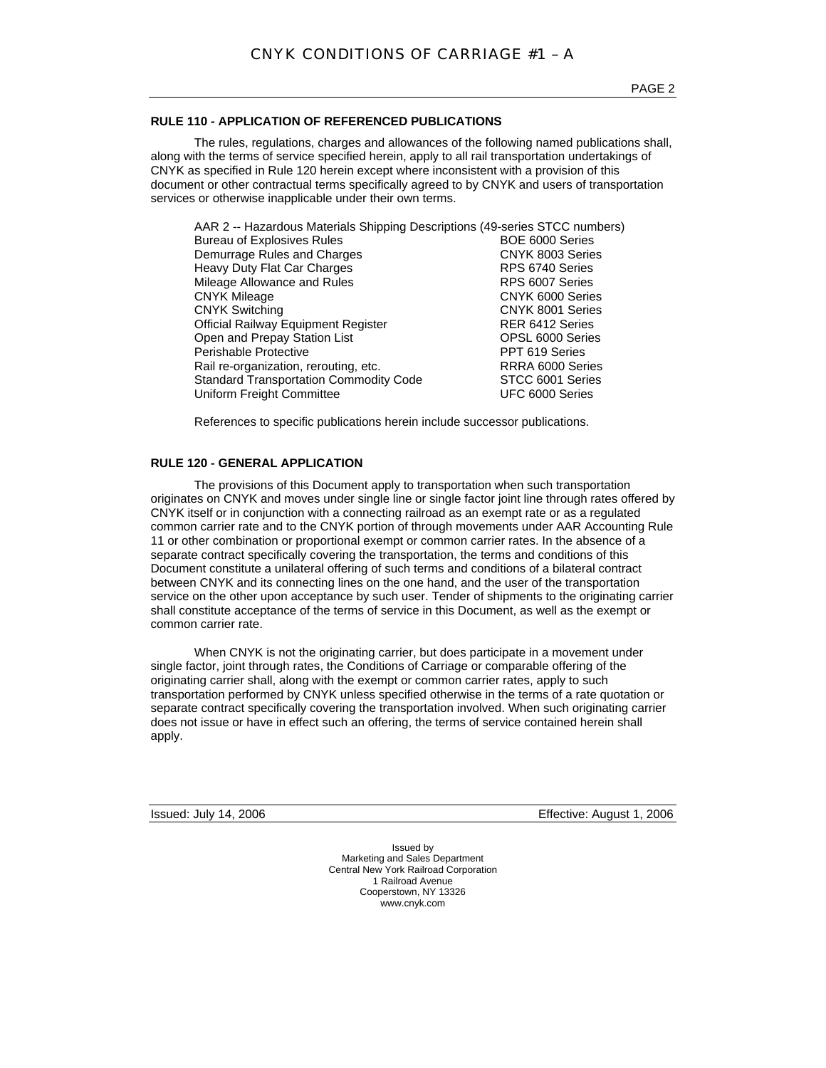## RULE 110 - APPLICATION OF REFERENCED PUBLICATIONS

The rules, regulations, charges and allowances of the following named publications shall, along with the terms of service specified herein, apply to all rail transportation undertakings of CNYK as specified in Rule 120 herein except where inconsistent with a provision of this document or other contractual terms specifically agreed to by CNYK and users of transportation services or otherwise inapplicable under their own terms.

AAR 2 -- Hazardous Materials Shipping Descriptions (49-series STCC numbers)

| | |
|---|---|
| Bureau of Explosives Rules | BOE 6000 Series |
| Demurrage Rules and Charges | CNYK 8003 Series |
| Heavy Duty Flat Car Charges | RPS 6740 Series |
| Mileage Allowance and Rules | RPS 6007 Series |
| CNYK Mileage | CNYK 6000 Series |
| CNYK Switching | CNYK 8001 Series |
| Official Railway Equipment Register | RER 6412 Series |
| Open and Prepay Station List | OPSL 6000 Series |
| Perishable Protective | PPT 619 Series |
| Rail re-organization, rerouting, etc. | RRRA 6000 Series |
| Standard Transportation Commodity Code | STCC 6001 Series |
| Uniform Freight Committee | UFC 6000 Series |

References to specific publications herein include successor publications.

## RULE 120 - GENERAL APPLICATION

The provisions of this Document apply to transportation when such transportation originates on CNYK and moves under single line or single factor joint line through rates offered by CNYK itself or in conjunction with a connecting railroad as an exempt rate or as a regulated common carrier rate and to the CNYK portion of through movements under AAR Accounting Rule 11 or other combination or proportional exempt or common carrier rates. In the absence of a separate contract specifically covering the transportation, the terms and conditions of this Document constitute a unilateral offering of such terms and conditions of a bilateral contract between CNYK and its connecting lines on the one hand, and the user of the transportation service on the other upon acceptance by such user. Tender of shipments to the originating carrier shall constitute acceptance of the terms of service in this Document, as well as the exempt or common carrier rate.

When CNYK is not the originating carrier, but does participate in a movement under single factor, joint through rates, the Conditions of Carriage or comparable offering of the originating carrier shall, along with the exempt or common carrier rates, apply to such transportation performed by CNYK unless specified otherwise in the terms of a rate quotation or separate contract specifically covering the transportation involved. When such originating carrier does not issue or have in effect such an offering, the terms of service contained herein shall apply.

Issued: July 14, 2006 Effective: August 1, 2006

Issued by
Marketing and Sales Department
Central New York Railroad Corporation
1 Railroad Avenue
Cooperstown, NY 13326
www.cnyk.com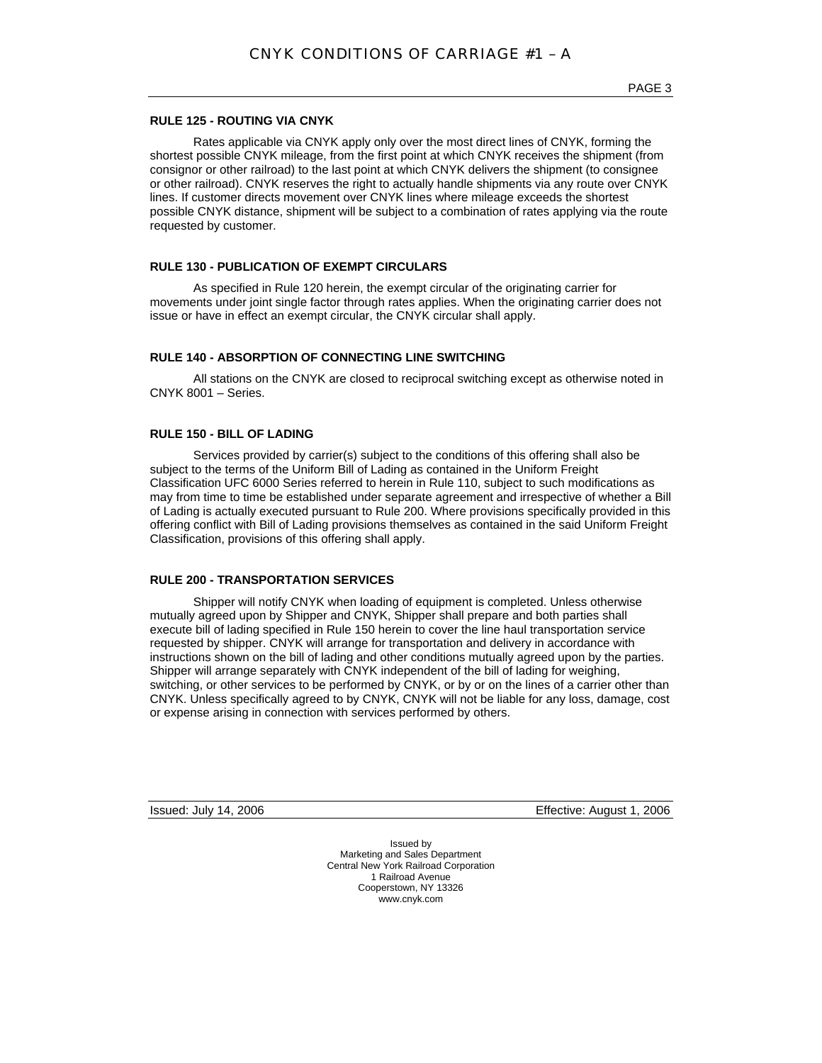**RULE 125 - ROUTING VIA CNYK**

Rates applicable via CNYK apply only over the most direct lines of CNYK, forming the shortest possible CNYK mileage, from the first point at which CNYK receives the shipment (from consignor or other railroad) to the last point at which CNYK delivers the shipment (to consignee or other railroad). CNYK reserves the right to actually handle shipments via any route over CNYK lines. If customer directs movement over CNYK lines where mileage exceeds the shortest possible CNYK distance, shipment will be subject to a combination of rates applying via the route requested by customer.

**RULE 130 - PUBLICATION OF EXEMPT CIRCULARS**

As specified in Rule 120 herein, the exempt circular of the originating carrier for movements under joint single factor through rates applies. When the originating carrier does not issue or have in effect an exempt circular, the CNYK circular shall apply.

**RULE 140 - ABSORPTION OF CONNECTING LINE SWITCHING**

All stations on the CNYK are closed to reciprocal switching except as otherwise noted in CNYK 8001 – Series.

**RULE 150 - BILL OF LADING**

Services provided by carrier(s) subject to the conditions of this offering shall also be subject to the terms of the Uniform Bill of Lading as contained in the Uniform Freight Classification UFC 6000 Series referred to herein in Rule 110, subject to such modifications as may from time to time be established under separate agreement and irrespective of whether a Bill of Lading is actually executed pursuant to Rule 200. Where provisions specifically provided in this offering conflict with Bill of Lading provisions themselves as contained in the said Uniform Freight Classification, provisions of this offering shall apply.

**RULE 200 - TRANSPORTATION SERVICES**

Shipper will notify CNYK when loading of equipment is completed. Unless otherwise mutually agreed upon by Shipper and CNYK, Shipper shall prepare and both parties shall execute bill of lading specified in Rule 150 herein to cover the line haul transportation service requested by shipper. CNYK will arrange for transportation and delivery in accordance with instructions shown on the bill of lading and other conditions mutually agreed upon by the parties. Shipper will arrange separately with CNYK independent of the bill of lading for weighing, switching, or other services to be performed by CNYK, or by or on the lines of a carrier other than CNYK. Unless specifically agreed to by CNYK, CNYK will not be liable for any loss, damage, cost or expense arising in connection with services performed by others.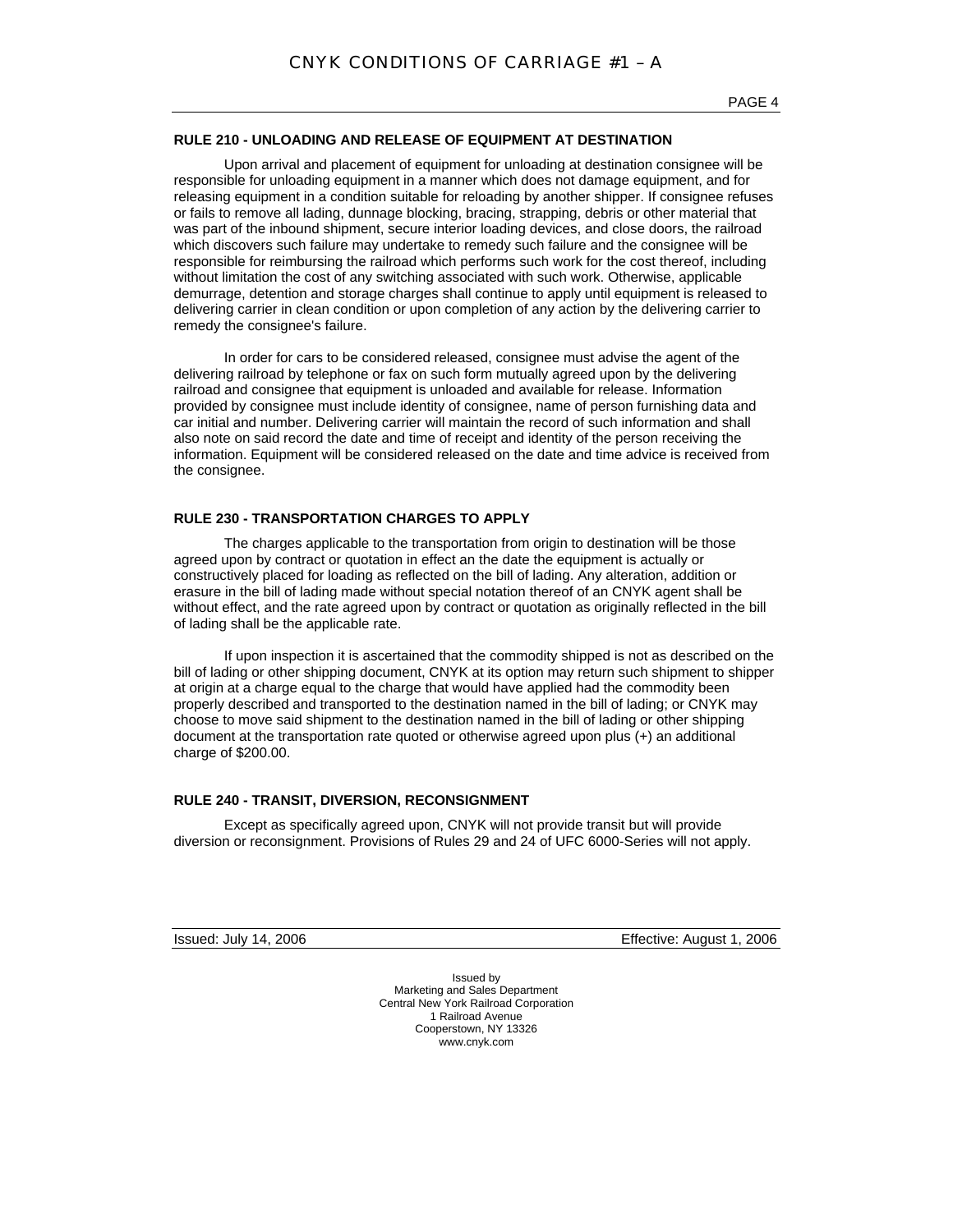## RULE 210 - UNLOADING AND RELEASE OF EQUIPMENT AT DESTINATION

Upon arrival and placement of equipment for unloading at destination consignee will be responsible for unloading equipment in a manner which does not damage equipment, and for releasing equipment in a condition suitable for reloading by another shipper. If consignee refuses or fails to remove all lading, dunnage blocking, bracing, strapping, debris or other material that was part of the inbound shipment, secure interior loading devices, and close doors, the railroad which discovers such failure may undertake to remedy such failure and the consignee will be responsible for reimbursing the railroad which performs such work for the cost thereof, including without limitation the cost of any switching associated with such work. Otherwise, applicable demurrage, detention and storage charges shall continue to apply until equipment is released to delivering carrier in clean condition or upon completion of any action by the delivering carrier to remedy the consignee's failure.

In order for cars to be considered released, consignee must advise the agent of the delivering railroad by telephone or fax on such form mutually agreed upon by the delivering railroad and consignee that equipment is unloaded and available for release. Information provided by consignee must include identity of consignee, name of person furnishing data and car initial and number. Delivering carrier will maintain the record of such information and shall also note on said record the date and time of receipt and identity of the person receiving the information. Equipment will be considered released on the date and time advice is received from the consignee.

## RULE 230 - TRANSPORTATION CHARGES TO APPLY

The charges applicable to the transportation from origin to destination will be those agreed upon by contract or quotation in effect an the date the equipment is actually or constructively placed for loading as reflected on the bill of lading. Any alteration, addition or erasure in the bill of lading made without special notation thereof of an CNYK agent shall be without effect, and the rate agreed upon by contract or quotation as originally reflected in the bill of lading shall be the applicable rate.

If upon inspection it is ascertained that the commodity shipped is not as described on the bill of lading or other shipping document, CNYK at its option may return such shipment to shipper at origin at a charge equal to the charge that would have applied had the commodity been properly described and transported to the destination named in the bill of lading; or CNYK may choose to move said shipment to the destination named in the bill of lading or other shipping document at the transportation rate quoted or otherwise agreed upon plus (+) an additional charge of $200.00.

## RULE 240 - TRANSIT, DIVERSION, RECONSIGNMENT

Except as specifically agreed upon, CNYK will not provide transit but will provide diversion or reconsignment. Provisions of Rules 29 and 24 of UFC 6000-Series will not apply.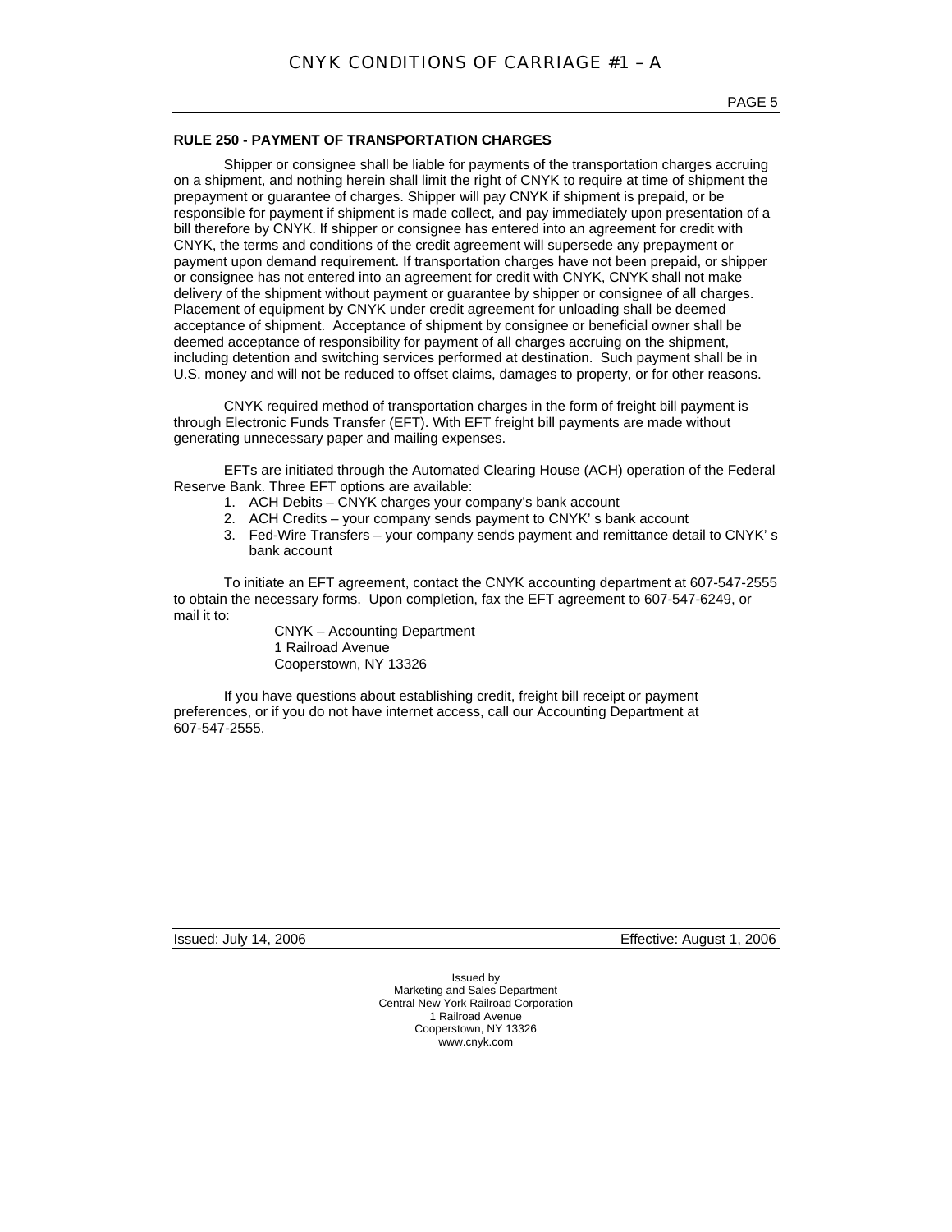## RULE 250 - PAYMENT OF TRANSPORTATION CHARGES

Shipper or consignee shall be liable for payments of the transportation charges accruing on a shipment, and nothing herein shall limit the right of CNYK to require at time of shipment the prepayment or guarantee of charges. Shipper will pay CNYK if shipment is prepaid, or be responsible for payment if shipment is made collect, and pay immediately upon presentation of a bill therefore by CNYK. If shipper or consignee has entered into an agreement for credit with CNYK, the terms and conditions of the credit agreement will supersede any prepayment or payment upon demand requirement. If transportation charges have not been prepaid, or shipper or consignee has not entered into an agreement for credit with CNYK, CNYK shall not make delivery of the shipment without payment or guarantee by shipper or consignee of all charges. Placement of equipment by CNYK under credit agreement for unloading shall be deemed acceptance of shipment. Acceptance of shipment by consignee or beneficial owner shall be deemed acceptance of responsibility for payment of all charges accruing on the shipment, including detention and switching services performed at destination. Such payment shall be in U.S. money and will not be reduced to offset claims, damages to property, or for other reasons.

CNYK required method of transportation charges in the form of freight bill payment is through Electronic Funds Transfer (EFT). With EFT freight bill payments are made without generating unnecessary paper and mailing expenses.

EFTs are initiated through the Automated Clearing House (ACH) operation of the Federal Reserve Bank. Three EFT options are available:

1. ACH Debits – CNYK charges your company's bank account
2. ACH Credits – your company sends payment to CNYK' s bank account
3. Fed-Wire Transfers – your company sends payment and remittance detail to CNYK' s bank account

To initiate an EFT agreement, contact the CNYK accounting department at 607-547-2555 to obtain the necessary forms. Upon completion, fax the EFT agreement to 607-547-6249, or mail it to:

CNYK – Accounting Department
1 Railroad Avenue
Cooperstown, NY 13326

If you have questions about establishing credit, freight bill receipt or payment preferences, or if you do not have internet access, call our Accounting Department at 607-547-2555.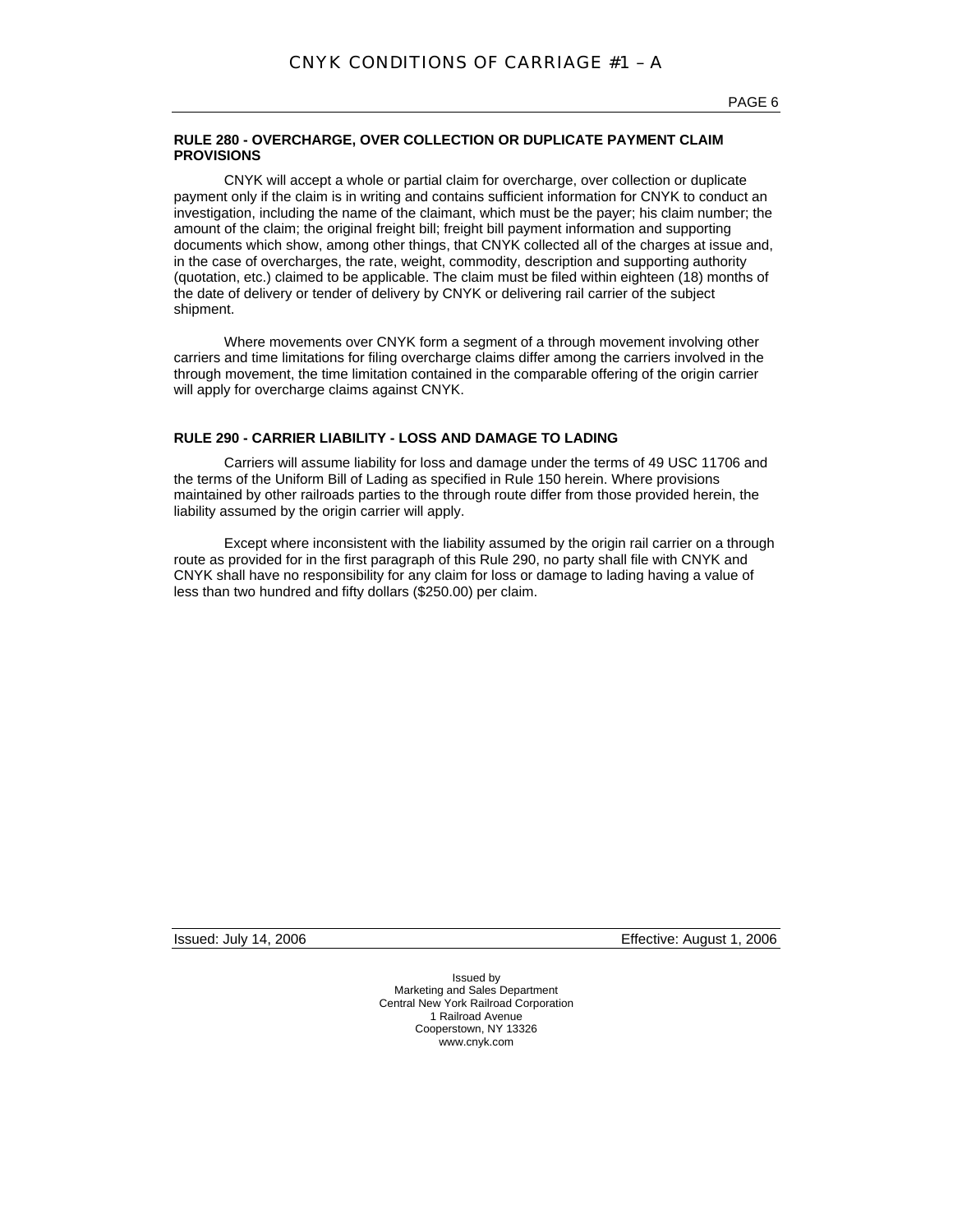## RULE 280 - OVERCHARGE, OVER COLLECTION OR DUPLICATE PAYMENT CLAIM PROVISIONS

CNYK will accept a whole or partial claim for overcharge, over collection or duplicate payment only if the claim is in writing and contains sufficient information for CNYK to conduct an investigation, including the name of the claimant, which must be the payer; his claim number; the amount of the claim; the original freight bill; freight bill payment information and supporting documents which show, among other things, that CNYK collected all of the charges at issue and, in the case of overcharges, the rate, weight, commodity, description and supporting authority (quotation, etc.) claimed to be applicable. The claim must be filed within eighteen (18) months of the date of delivery or tender of delivery by CNYK or delivering rail carrier of the subject shipment.

Where movements over CNYK form a segment of a through movement involving other carriers and time limitations for filing overcharge claims differ among the carriers involved in the through movement, the time limitation contained in the comparable offering of the origin carrier will apply for overcharge claims against CNYK.

## RULE 290 - CARRIER LIABILITY - LOSS AND DAMAGE TO LADING

Carriers will assume liability for loss and damage under the terms of 49 USC 11706 and the terms of the Uniform Bill of Lading as specified in Rule 150 herein. Where provisions maintained by other railroads parties to the through route differ from those provided herein, the liability assumed by the origin carrier will apply.

Except where inconsistent with the liability assumed by the origin rail carrier on a through route as provided for in the first paragraph of this Rule 290, no party shall file with CNYK and CNYK shall have no responsibility for any claim for loss or damage to lading having a value of less than two hundred and fifty dollars ($250.00) per claim.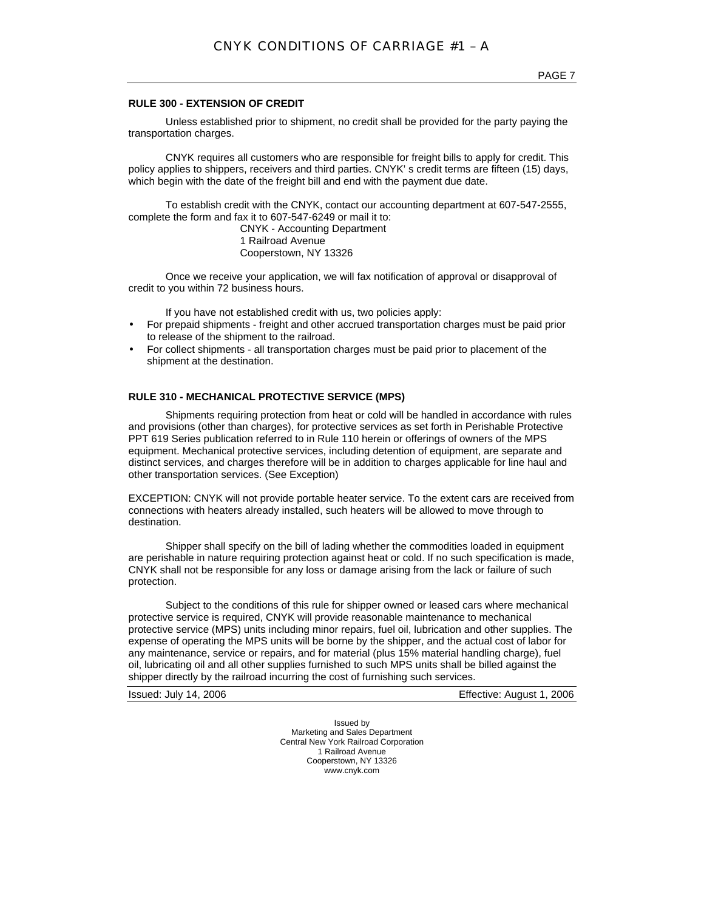## RULE 300 - EXTENSION OF CREDIT

Unless established prior to shipment, no credit shall be provided for the party paying the transportation charges.

CNYK requires all customers who are responsible for freight bills to apply for credit. This policy applies to shippers, receivers and third parties. CNYK' s credit terms are fifteen (15) days, which begin with the date of the freight bill and end with the payment due date.

To establish credit with the CNYK, contact our accounting department at 607-547-2555, complete the form and fax it to 607-547-6249 or mail it to:

CNYK - Accounting Department
1 Railroad Avenue
Cooperstown, NY 13326

Once we receive your application, we will fax notification of approval or disapproval of credit to you within 72 business hours.

If you have not established credit with us, two policies apply:

- For prepaid shipments - freight and other accrued transportation charges must be paid prior to release of the shipment to the railroad.
- For collect shipments - all transportation charges must be paid prior to placement of the shipment at the destination.

## RULE 310 - MECHANICAL PROTECTIVE SERVICE (MPS)

Shipments requiring protection from heat or cold will be handled in accordance with rules and provisions (other than charges), for protective services as set forth in Perishable Protective PPT 619 Series publication referred to in Rule 110 herein or offerings of owners of the MPS equipment. Mechanical protective services, including detention of equipment, are separate and distinct services, and charges therefore will be in addition to charges applicable for line haul and other transportation services. (See Exception)

EXCEPTION: CNYK will not provide portable heater service. To the extent cars are received from connections with heaters already installed, such heaters will be allowed to move through to destination.

Shipper shall specify on the bill of lading whether the commodities loaded in equipment are perishable in nature requiring protection against heat or cold. If no such specification is made, CNYK shall not be responsible for any loss or damage arising from the lack or failure of such protection.

Subject to the conditions of this rule for shipper owned or leased cars where mechanical protective service is required, CNYK will provide reasonable maintenance to mechanical protective service (MPS) units including minor repairs, fuel oil, lubrication and other supplies. The expense of operating the MPS units will be borne by the shipper, and the actual cost of labor for any maintenance, service or repairs, and for material (plus 15% material handling charge), fuel oil, lubricating oil and all other supplies furnished to such MPS units shall be billed against the shipper directly by the railroad incurring the cost of furnishing such services.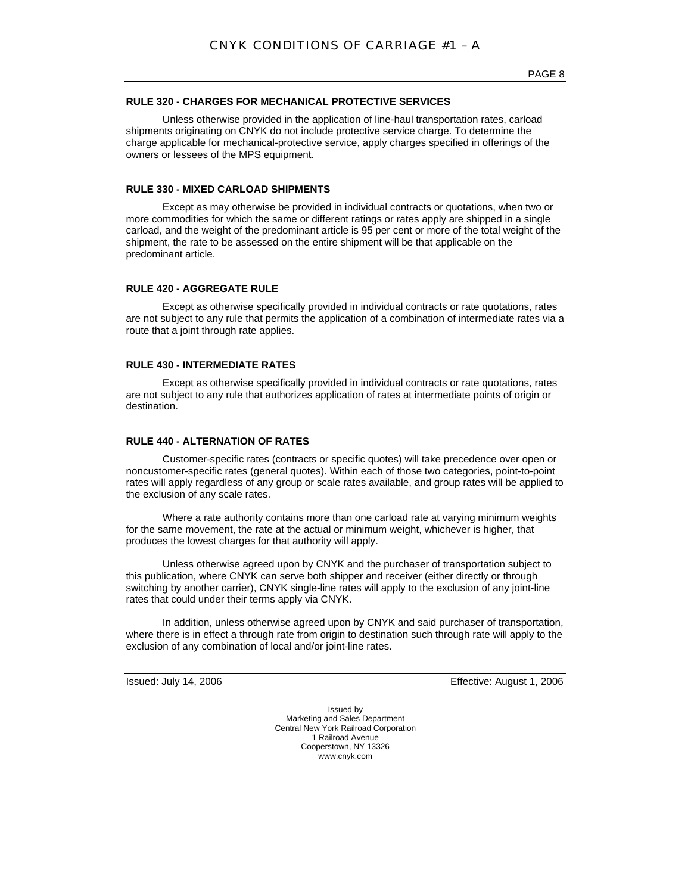### RULE 320 - CHARGES FOR MECHANICAL PROTECTIVE SERVICES

Unless otherwise provided in the application of line-haul transportation rates, carload shipments originating on CNYK do not include protective service charge. To determine the charge applicable for mechanical-protective service, apply charges specified in offerings of the owners or lessees of the MPS equipment.

### RULE 330 - MIXED CARLOAD SHIPMENTS

Except as may otherwise be provided in individual contracts or quotations, when two or more commodities for which the same or different ratings or rates apply are shipped in a single carload, and the weight of the predominant article is 95 per cent or more of the total weight of the shipment, the rate to be assessed on the entire shipment will be that applicable on the predominant article.

### RULE 420 - AGGREGATE RULE

Except as otherwise specifically provided in individual contracts or rate quotations, rates are not subject to any rule that permits the application of a combination of intermediate rates via a route that a joint through rate applies.

### RULE 430 - INTERMEDIATE RATES

Except as otherwise specifically provided in individual contracts or rate quotations, rates are not subject to any rule that authorizes application of rates at intermediate points of origin or destination.

### RULE 440 - ALTERNATION OF RATES

Customer-specific rates (contracts or specific quotes) will take precedence over open or noncustomer-specific rates (general quotes). Within each of those two categories, point-to-point rates will apply regardless of any group or scale rates available, and group rates will be applied to the exclusion of any scale rates.

Where a rate authority contains more than one carload rate at varying minimum weights for the same movement, the rate at the actual or minimum weight, whichever is higher, that produces the lowest charges for that authority will apply.

Unless otherwise agreed upon by CNYK and the purchaser of transportation subject to this publication, where CNYK can serve both shipper and receiver (either directly or through switching by another carrier), CNYK single-line rates will apply to the exclusion of any joint-line rates that could under their terms apply via CNYK.

In addition, unless otherwise agreed upon by CNYK and said purchaser of transportation, where there is in effect a through rate from origin to destination such through rate will apply to the exclusion of any combination of local and/or joint-line rates.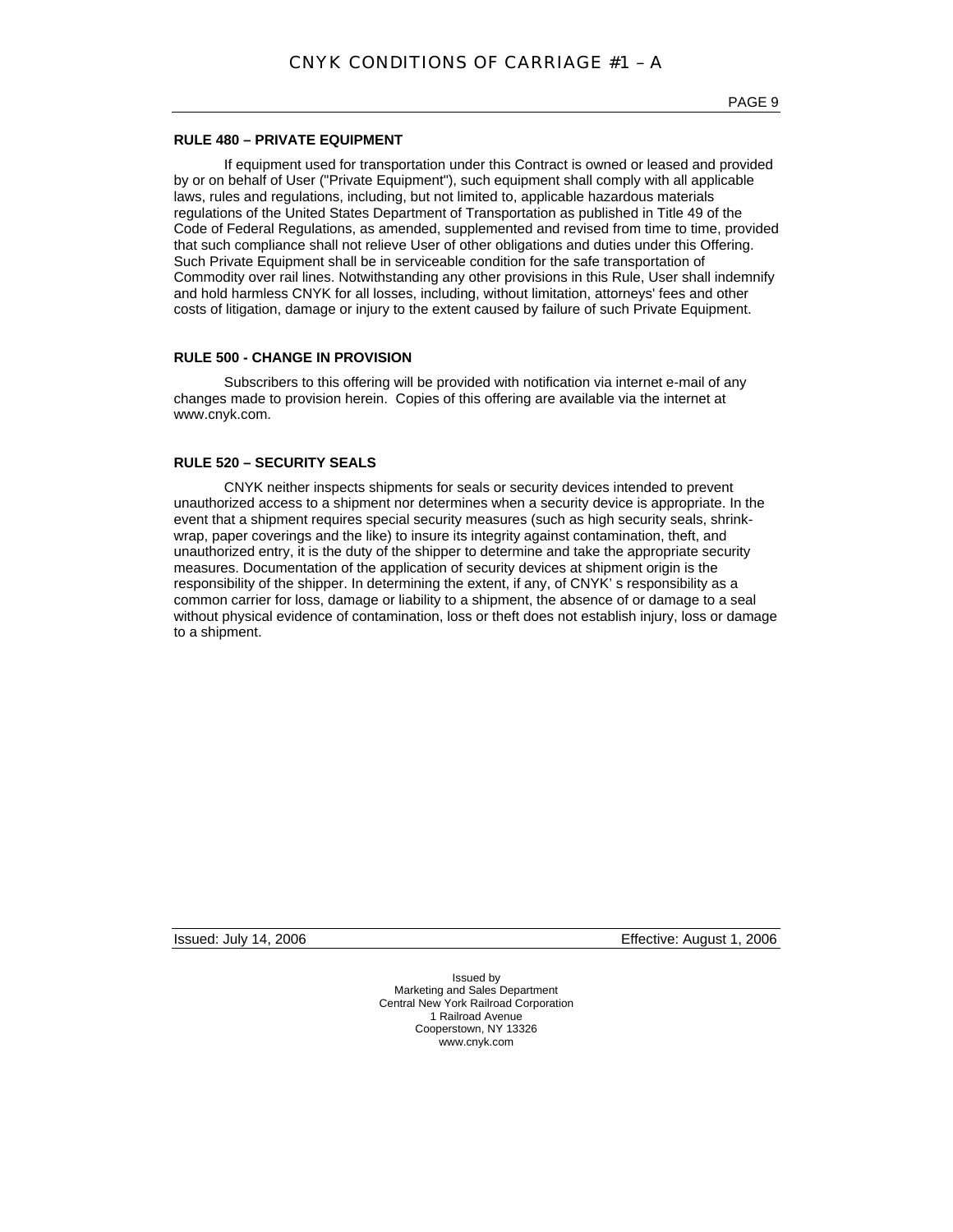**RULE 480 – PRIVATE EQUIPMENT**

If equipment used for transportation under this Contract is owned or leased and provided by or on behalf of User ("Private Equipment"), such equipment shall comply with all applicable laws, rules and regulations, including, but not limited to, applicable hazardous materials regulations of the United States Department of Transportation as published in Title 49 of the Code of Federal Regulations, as amended, supplemented and revised from time to time, provided that such compliance shall not relieve User of other obligations and duties under this Offering. Such Private Equipment shall be in serviceable condition for the safe transportation of Commodity over rail lines. Notwithstanding any other provisions in this Rule, User shall indemnify and hold harmless CNYK for all losses, including, without limitation, attorneys' fees and other costs of litigation, damage or injury to the extent caused by failure of such Private Equipment.

**RULE 500 - CHANGE IN PROVISION**

Subscribers to this offering will be provided with notification via internet e-mail of any changes made to provision herein. Copies of this offering are available via the internet at www.cnyk.com.

**RULE 520 – SECURITY SEALS**

CNYK neither inspects shipments for seals or security devices intended to prevent unauthorized access to a shipment nor determines when a security device is appropriate. In the event that a shipment requires special security measures (such as high security seals, shrink-wrap, paper coverings and the like) to insure its integrity against contamination, theft, and unauthorized entry, it is the duty of the shipper to determine and take the appropriate security measures. Documentation of the application of security devices at shipment origin is the responsibility of the shipper. In determining the extent, if any, of CNYK' s responsibility as a common carrier for loss, damage or liability to a shipment, the absence of or damage to a seal without physical evidence of contamination, loss or theft does not establish injury, loss or damage to a shipment.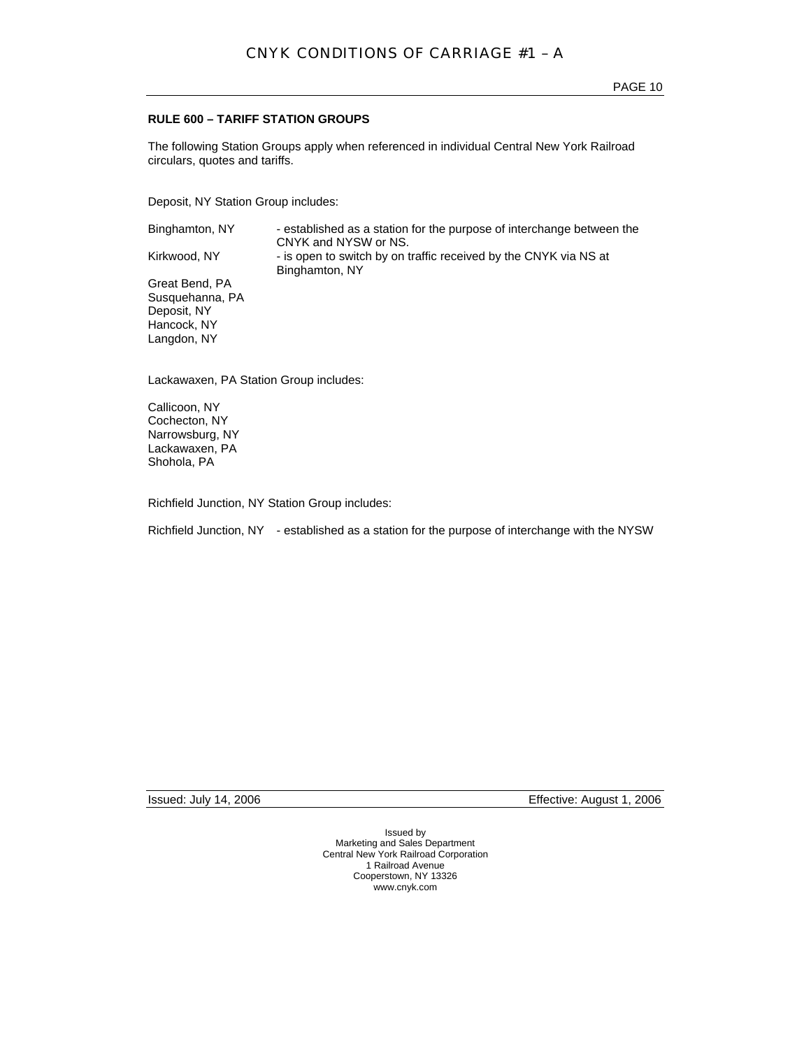**RULE 600 – TARIFF STATION GROUPS**

The following Station Groups apply when referenced in individual Central New York Railroad circulars, quotes and tariffs.

Deposit, NY Station Group includes:

| | |
|---|---|
| Binghamton, NY | - established as a station for the purpose of interchange between the CNYK and NYSW or NS. |
| Kirkwood, NY | - is open to switch by on traffic received by the CNYK via NS at Binghamton, NY |
| Great Bend, PA | |
| Susquehanna, PA | |
| Deposit, NY | |
| Hancock, NY | |
| Langdon, NY | |

Lackawaxen, PA Station Group includes:

Callicoon, NY
Cochecton, NY
Narrowsburg, NY
Lackawaxen, PA
Shohola, PA

Richfield Junction, NY Station Group includes:

Richfield Junction, NY - established as a station for the purpose of interchange with the NYSW